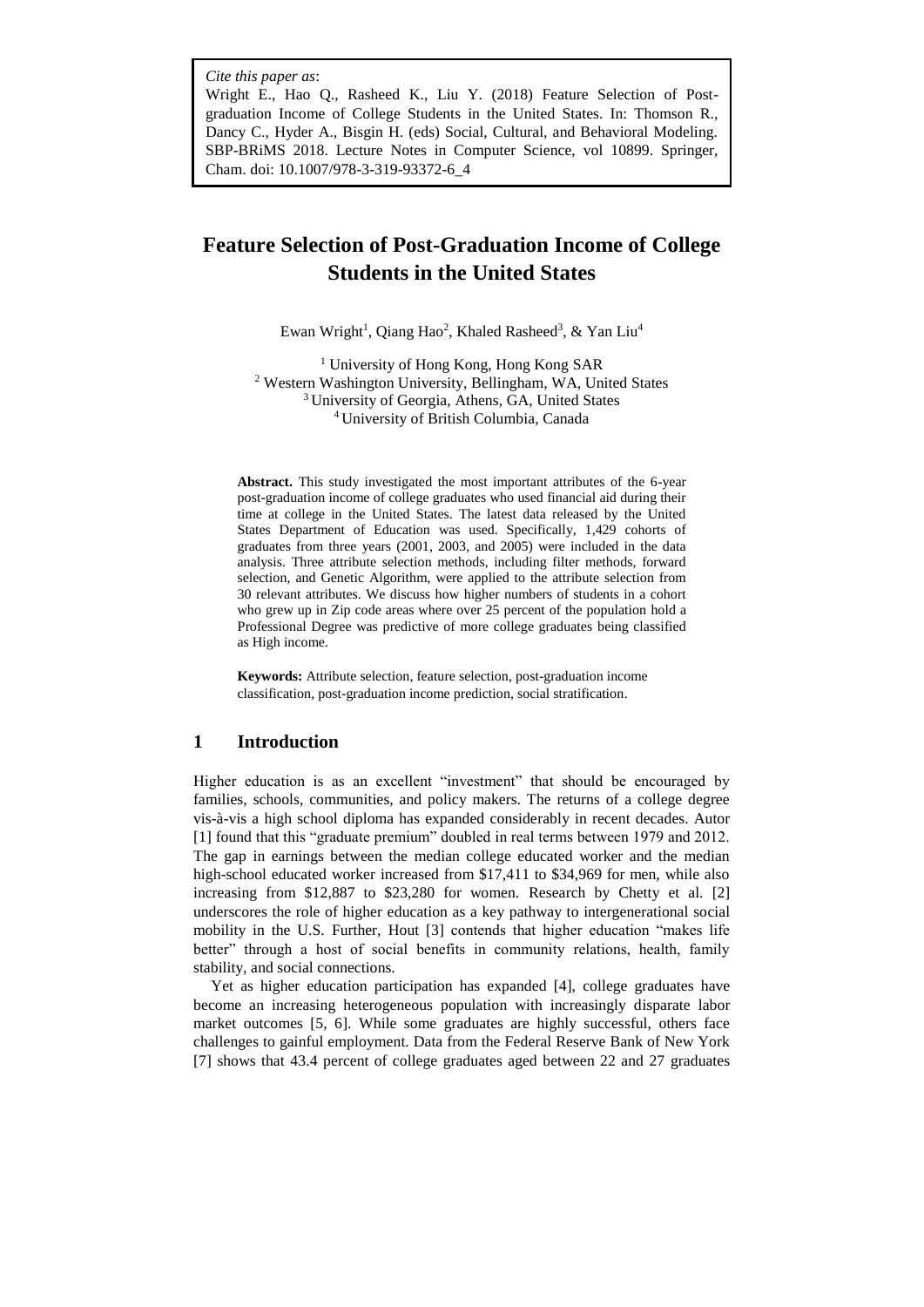*Cite this paper as*:
Wright E., Hao Q., Rasheed K., Liu Y. (2018) Feature Selection of Post-graduation Income of College Students in the United States. In: Thomson R., Dancy C., Hyder A., Bisgin H. (eds) Social, Cultural, and Behavioral Modeling. SBP-BRiMS 2018. Lecture Notes in Computer Science, vol 10899. Springer, Cham. doi: 10.1007/978-3-319-93372-6_4

# Feature Selection of Post-Graduation Income of College Students in the United States

Ewan Wright[1], Qiang Hao[2], Khaled Rasheed[3], & Yan Liu[4]

[1] University of Hong Kong, Hong Kong SAR
[2] Western Washington University, Bellingham, WA, United States
[3] University of Georgia, Athens, GA, United States
[4] University of British Columbia, Canada

**Abstract.** This study investigated the most important attributes of the 6-year post-graduation income of college graduates who used financial aid during their time at college in the United States. The latest data released by the United States Department of Education was used. Specifically, 1,429 cohorts of graduates from three years (2001, 2003, and 2005) were included in the data analysis. Three attribute selection methods, including filter methods, forward selection, and Genetic Algorithm, were applied to the attribute selection from 30 relevant attributes. We discuss how higher numbers of students in a cohort who grew up in Zip code areas where over 25 percent of the population hold a Professional Degree was predictive of more college graduates being classified as High income.

**Keywords:** Attribute selection, feature selection, post-graduation income classification, post-graduation income prediction, social stratification.

## 1 Introduction

Higher education is as an excellent "investment" that should be encouraged by families, schools, communities, and policy makers. The returns of a college degree vis-à-vis a high school diploma has expanded considerably in recent decades. Autor [1] found that this "graduate premium" doubled in real terms between 1979 and 2012. The gap in earnings between the median college educated worker and the median high-school educated worker increased from $17,411 to $34,969 for men, while also increasing from $12,887 to $23,280 for women. Research by Chetty et al. [2] underscores the role of higher education as a key pathway to intergenerational social mobility in the U.S. Further, Hout [3] contends that higher education "makes life better" through a host of social benefits in community relations, health, family stability, and social connections.

Yet as higher education participation has expanded [4], college graduates have become an increasing heterogeneous population with increasingly disparate labor market outcomes [5, 6]. While some graduates are highly successful, others face challenges to gainful employment. Data from the Federal Reserve Bank of New York [7] shows that 43.4 percent of college graduates aged between 22 and 27 graduates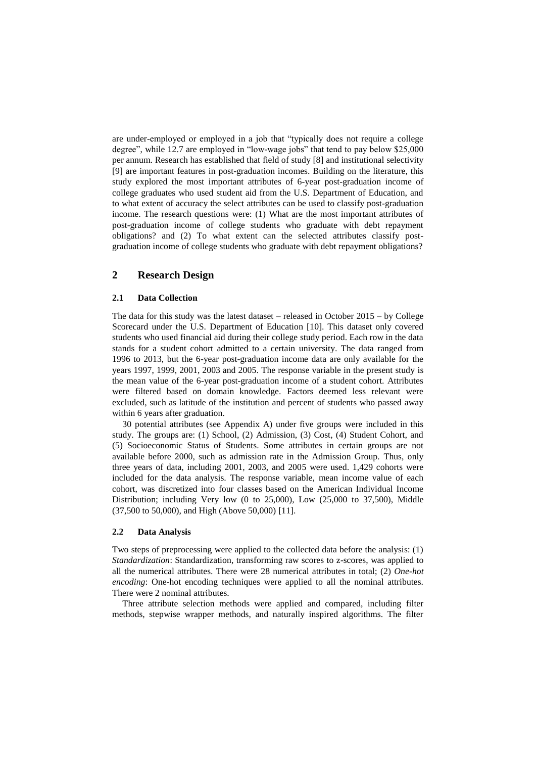are under-employed or employed in a job that "typically does not require a college degree", while 12.7 are employed in "low-wage jobs" that tend to pay below $25,000 per annum. Research has established that field of study [8] and institutional selectivity [9] are important features in post-graduation incomes. Building on the literature, this study explored the most important attributes of 6-year post-graduation income of college graduates who used student aid from the U.S. Department of Education, and to what extent of accuracy the select attributes can be used to classify post-graduation income. The research questions were: (1) What are the most important attributes of post-graduation income of college students who graduate with debt repayment obligations? and (2) To what extent can the selected attributes classify post-graduation income of college students who graduate with debt repayment obligations?

## 2 Research Design

### 2.1 Data Collection

The data for this study was the latest dataset – released in October 2015 – by College Scorecard under the U.S. Department of Education [10]. This dataset only covered students who used financial aid during their college study period. Each row in the data stands for a student cohort admitted to a certain university. The data ranged from 1996 to 2013, but the 6-year post-graduation income data are only available for the years 1997, 1999, 2001, 2003 and 2005. The response variable in the present study is the mean value of the 6-year post-graduation income of a student cohort. Attributes were filtered based on domain knowledge. Factors deemed less relevant were excluded, such as latitude of the institution and percent of students who passed away within 6 years after graduation.

30 potential attributes (see Appendix A) under five groups were included in this study. The groups are: (1) School, (2) Admission, (3) Cost, (4) Student Cohort, and (5) Socioeconomic Status of Students. Some attributes in certain groups are not available before 2000, such as admission rate in the Admission Group. Thus, only three years of data, including 2001, 2003, and 2005 were used. 1,429 cohorts were included for the data analysis. The response variable, mean income value of each cohort, was discretized into four classes based on the American Individual Income Distribution; including Very low (0 to 25,000), Low (25,000 to 37,500), Middle (37,500 to 50,000), and High (Above 50,000) [11].

### 2.2 Data Analysis

Two steps of preprocessing were applied to the collected data before the analysis: (1) *Standardization*: Standardization, transforming raw scores to z-scores, was applied to all the numerical attributes. There were 28 numerical attributes in total; (2) *One-hot encoding*: One-hot encoding techniques were applied to all the nominal attributes. There were 2 nominal attributes.

Three attribute selection methods were applied and compared, including filter methods, stepwise wrapper methods, and naturally inspired algorithms. The filter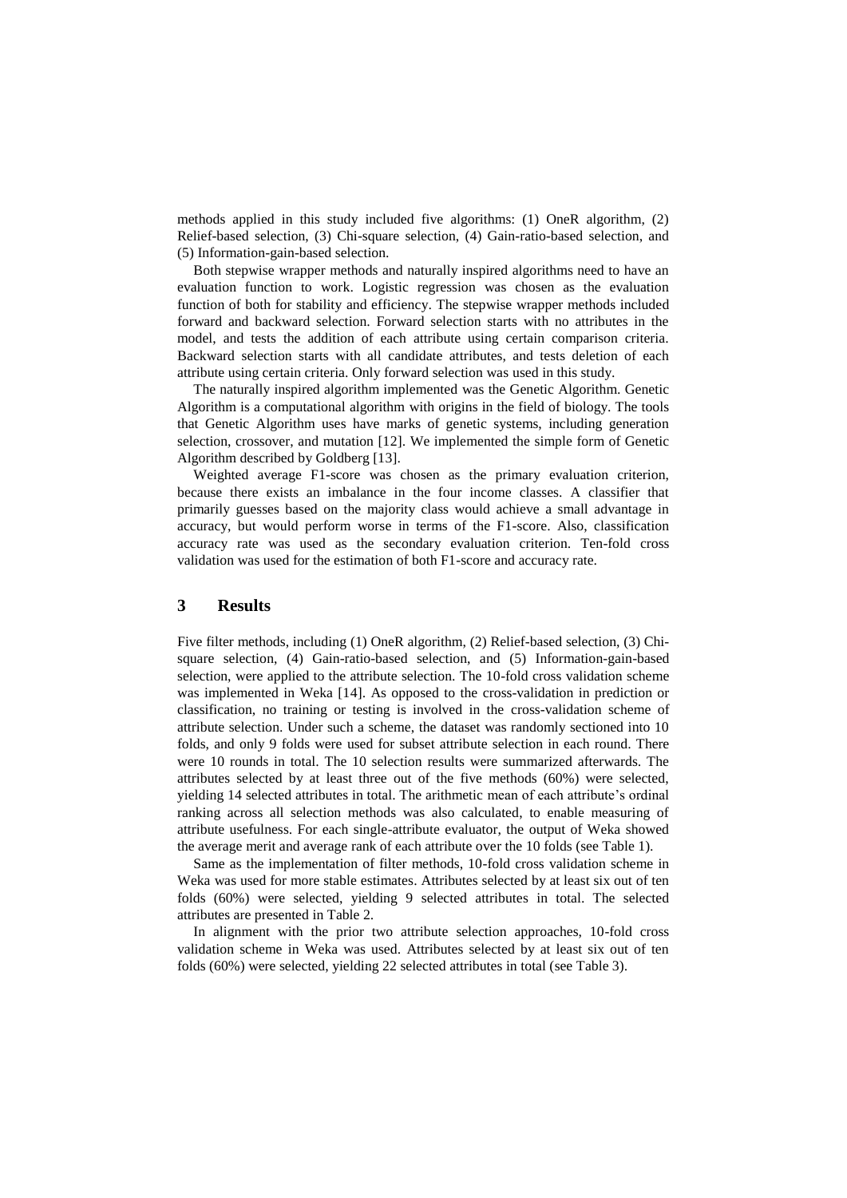methods applied in this study included five algorithms: (1) OneR algorithm, (2) Relief-based selection, (3) Chi-square selection, (4) Gain-ratio-based selection, and (5) Information-gain-based selection.

Both stepwise wrapper methods and naturally inspired algorithms need to have an evaluation function to work. Logistic regression was chosen as the evaluation function of both for stability and efficiency. The stepwise wrapper methods included forward and backward selection. Forward selection starts with no attributes in the model, and tests the addition of each attribute using certain comparison criteria. Backward selection starts with all candidate attributes, and tests deletion of each attribute using certain criteria. Only forward selection was used in this study.

The naturally inspired algorithm implemented was the Genetic Algorithm. Genetic Algorithm is a computational algorithm with origins in the field of biology. The tools that Genetic Algorithm uses have marks of genetic systems, including generation selection, crossover, and mutation [12]. We implemented the simple form of Genetic Algorithm described by Goldberg [13].

Weighted average F1-score was chosen as the primary evaluation criterion, because there exists an imbalance in the four income classes. A classifier that primarily guesses based on the majority class would achieve a small advantage in accuracy, but would perform worse in terms of the F1-score. Also, classification accuracy rate was used as the secondary evaluation criterion. Ten-fold cross validation was used for the estimation of both F1-score and accuracy rate.

## 3 Results

Five filter methods, including (1) OneR algorithm, (2) Relief-based selection, (3) Chi-square selection, (4) Gain-ratio-based selection, and (5) Information-gain-based selection, were applied to the attribute selection. The 10-fold cross validation scheme was implemented in Weka [14]. As opposed to the cross-validation in prediction or classification, no training or testing is involved in the cross-validation scheme of attribute selection. Under such a scheme, the dataset was randomly sectioned into 10 folds, and only 9 folds were used for subset attribute selection in each round. There were 10 rounds in total. The 10 selection results were summarized afterwards. The attributes selected by at least three out of the five methods (60%) were selected, yielding 14 selected attributes in total. The arithmetic mean of each attribute's ordinal ranking across all selection methods was also calculated, to enable measuring of attribute usefulness. For each single-attribute evaluator, the output of Weka showed the average merit and average rank of each attribute over the 10 folds (see Table 1).

Same as the implementation of filter methods, 10-fold cross validation scheme in Weka was used for more stable estimates. Attributes selected by at least six out of ten folds (60%) were selected, yielding 9 selected attributes in total. The selected attributes are presented in Table 2.

In alignment with the prior two attribute selection approaches, 10-fold cross validation scheme in Weka was used. Attributes selected by at least six out of ten folds (60%) were selected, yielding 22 selected attributes in total (see Table 3).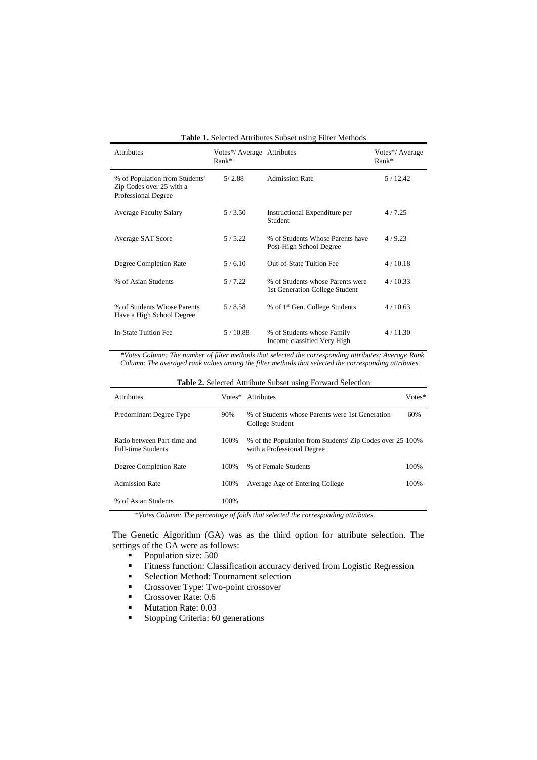**Table 1.** Selected Attributes Subset using Filter Methods

| Attributes | Votes*/ Average Rank* | Attributes | Votes*/ Average Rank* |
|---|---|---|---|
| % of Population from Students' Zip Codes over 25 with a Professional Degree | 5/ 2.88 | Admission Rate | 5 / 12.42 |
| Average Faculty Salary | 5 / 3.50 | Instructional Expenditure per Student | 4 / 7.25 |
| Average SAT Score | 5 / 5.22 | % of Students Whose Parents have Post-High School Degree | 4 / 9.23 |
| Degree Completion Rate | 5 / 6.10 | Out-of-State Tuition Fee | 4 / 10.18 |
| % of Asian Students | 5 / 7.22 | % of Students whose Parents were 1st Generation College Student | 4 / 10.33 |
| % of Students Whose Parents Have a High School Degree | 5 / 8.58 | % of 1st Gen. College Students | 4 / 10.63 |
| In-State Tuition Fee | 5 / 10.88 | % of Students whose Family Income classified Very High | 4 / 11.30 |

*\*Votes Column: The number of filter methods that selected the corresponding attributes; Average Rank Column: The averaged rank values among the filter methods that selected the corresponding attributes.*

**Table 2.** Selected Attribute Subset using Forward Selection

| Attributes | Votes* | Attributes | Votes* |
|---|---|---|---|
| Predominant Degree Type | 90% | % of Students whose Parents were 1st Generation College Student | 60% |
| Ratio between Part-time and Full-time Students | 100% | % of the Population from Students' Zip Codes over 25 with a Professional Degree | 100% |
| Degree Completion Rate | 100% | % of Female Students | 100% |
| Admission Rate | 100% | Average Age of Entering College | 100% |
| % of Asian Students | 100% | | |

*\*Votes Column: The percentage of folds that selected the corresponding attributes.*

The Genetic Algorithm (GA) was as the third option for attribute selection. The settings of the GA were as follows:

- Population size: 500
- Fitness function: Classification accuracy derived from Logistic Regression
- Selection Method: Tournament selection
- Crossover Type: Two-point crossover
- Crossover Rate: 0.6
- Mutation Rate: 0.03
- Stopping Criteria: 60 generations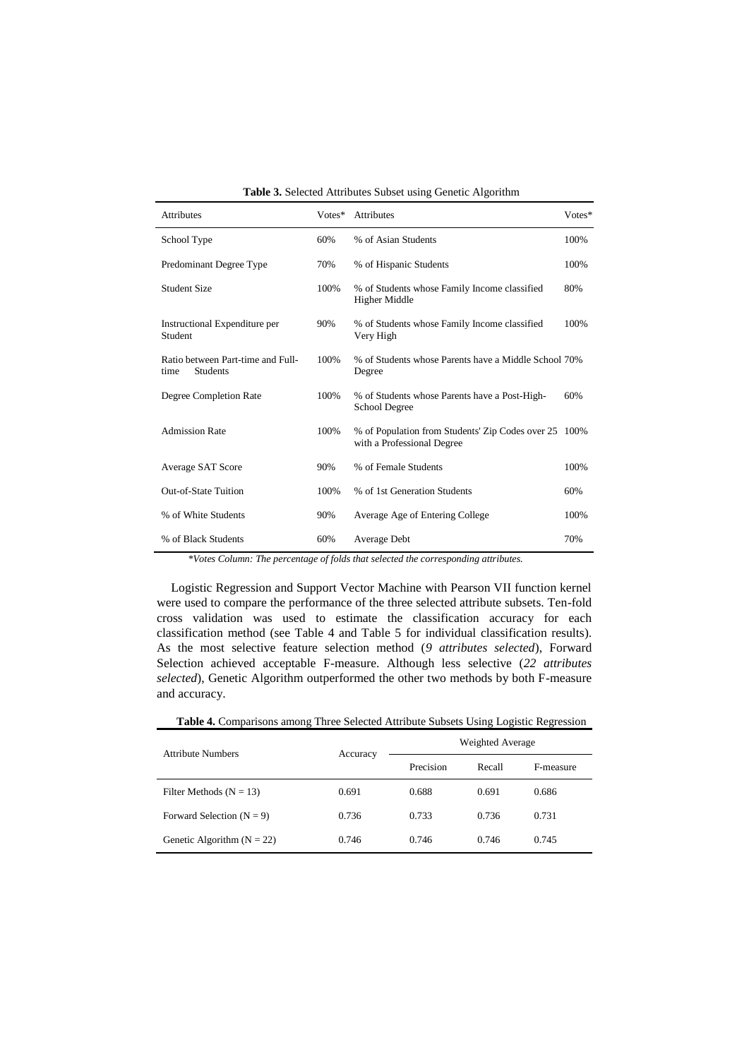**Table 3.** Selected Attributes Subset using Genetic Algorithm

| Attributes | Votes* | Attributes | Votes* |
|---|---|---|---|
| School Type | 60% | % of Asian Students | 100% |
| Predominant Degree Type | 70% | % of Hispanic Students | 100% |
| Student Size | 100% | % of Students whose Family Income classified Higher Middle | 80% |
| Instructional Expenditure per Student | 90% | % of Students whose Family Income classified Very High | 100% |
| Ratio between Part-time and Full-time Students | 100% | % of Students whose Parents have a Middle School Degree | 70% |
| Degree Completion Rate | 100% | % of Students whose Parents have a Post-High-School Degree | 60% |
| Admission Rate | 100% | % of Population from Students' Zip Codes over 25 with a Professional Degree | 100% |
| Average SAT Score | 90% | % of Female Students | 100% |
| Out-of-State Tuition | 100% | % of 1st Generation Students | 60% |
| % of White Students | 90% | Average Age of Entering College | 100% |
| % of Black Students | 60% | Average Debt | 70% |

*\*Votes Column: The percentage of folds that selected the corresponding attributes.*

Logistic Regression and Support Vector Machine with Pearson VII function kernel were used to compare the performance of the three selected attribute subsets. Ten-fold cross validation was used to estimate the classification accuracy for each classification method (see Table 4 and Table 5 for individual classification results). As the most selective feature selection method (*9 attributes selected*), Forward Selection achieved acceptable F-measure. Although less selective (*22 attributes selected*), Genetic Algorithm outperformed the other two methods by both F-measure and accuracy.

**Table 4.** Comparisons among Three Selected Attribute Subsets Using Logistic Regression

| Attribute Numbers | Accuracy | Weighted Average | | |
|---|---|---|---|---|
| | | Precision | Recall | F-measure |
| Filter Methods (N = 13) | 0.691 | 0.688 | 0.691 | 0.686 |
| Forward Selection (N = 9) | 0.736 | 0.733 | 0.736 | 0.731 |
| Genetic Algorithm (N = 22) | 0.746 | 0.746 | 0.746 | 0.745 |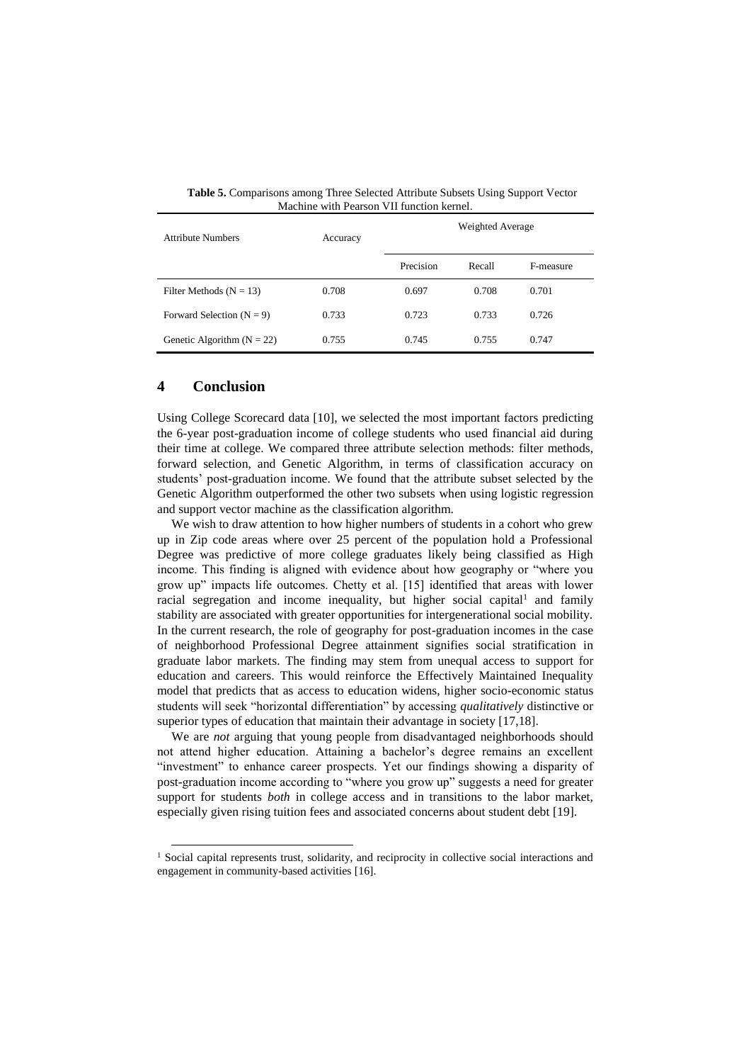**Table 5.** Comparisons among Three Selected Attribute Subsets Using Support Vector Machine with Pearson VII function kernel.

| Attribute Numbers | Accuracy | Weighted Average | | |
|---|---|---|---|---|
| | | Precision | Recall | F-measure |
| Filter Methods (N = 13) | 0.708 | 0.697 | 0.708 | 0.701 |
| Forward Selection (N = 9) | 0.733 | 0.723 | 0.733 | 0.726 |
| Genetic Algorithm (N = 22) | 0.755 | 0.745 | 0.755 | 0.747 |

## 4 Conclusion

Using College Scorecard data [10], we selected the most important factors predicting the 6-year post-graduation income of college students who used financial aid during their time at college. We compared three attribute selection methods: filter methods, forward selection, and Genetic Algorithm, in terms of classification accuracy on students' post-graduation income. We found that the attribute subset selected by the Genetic Algorithm outperformed the other two subsets when using logistic regression and support vector machine as the classification algorithm.

We wish to draw attention to how higher numbers of students in a cohort who grew up in Zip code areas where over 25 percent of the population hold a Professional Degree was predictive of more college graduates likely being classified as High income. This finding is aligned with evidence about how geography or "where you grow up" impacts life outcomes. Chetty et al. [15] identified that areas with lower racial segregation and income inequality, but higher social capital[1] and family stability are associated with greater opportunities for intergenerational social mobility. In the current research, the role of geography for post-graduation incomes in the case of neighborhood Professional Degree attainment signifies social stratification in graduate labor markets. The finding may stem from unequal access to support for education and careers. This would reinforce the Effectively Maintained Inequality model that predicts that as access to education widens, higher socio-economic status students will seek "horizontal differentiation" by accessing *qualitatively* distinctive or superior types of education that maintain their advantage in society [17,18].

We are *not* arguing that young people from disadvantaged neighborhoods should not attend higher education. Attaining a bachelor's degree remains an excellent "investment" to enhance career prospects. Yet our findings showing a disparity of post-graduation income according to "where you grow up" suggests a need for greater support for students *both* in college access and in transitions to the labor market, especially given rising tuition fees and associated concerns about student debt [19].

[1] Social capital represents trust, solidarity, and reciprocity in collective social interactions and engagement in community-based activities [16].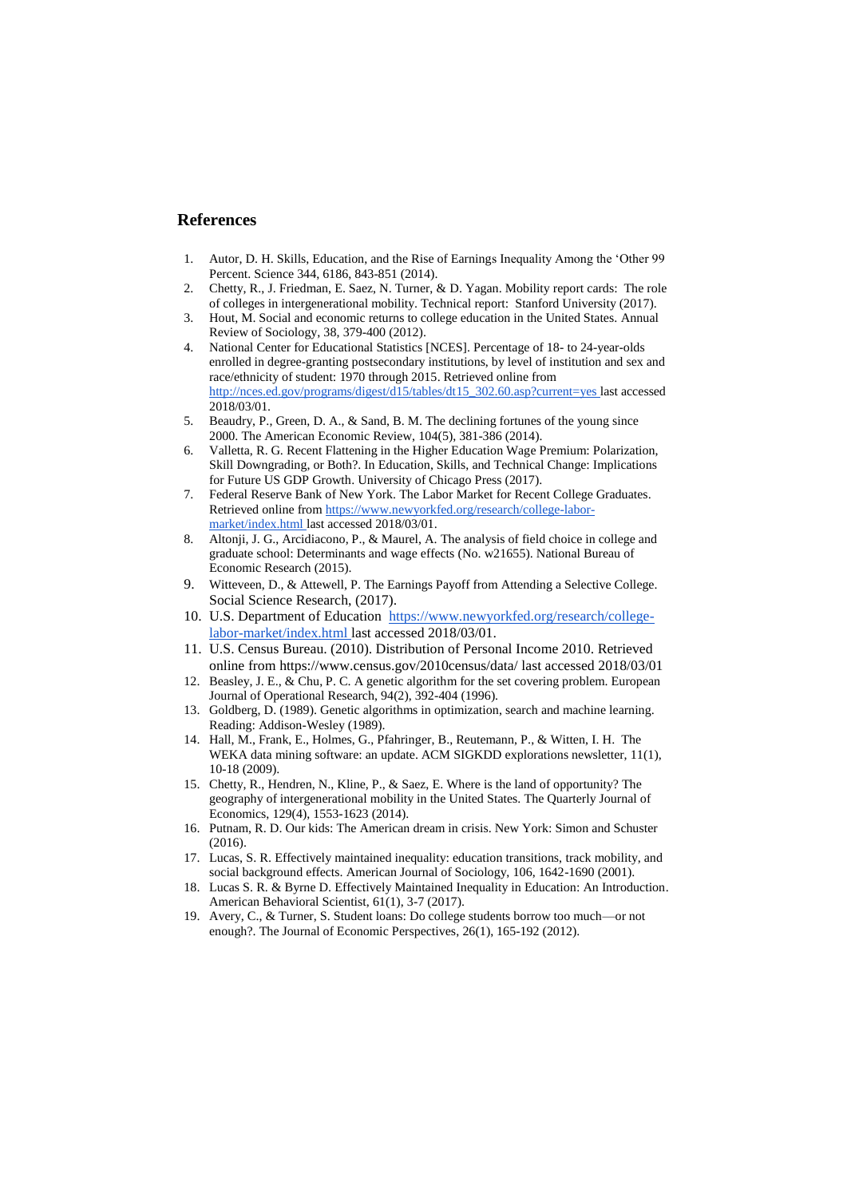## References

1. Autor, D. H. Skills, Education, and the Rise of Earnings Inequality Among the 'Other 99 Percent. Science 344, 6186, 843-851 (2014).
2. Chetty, R., J. Friedman, E. Saez, N. Turner, & D. Yagan. Mobility report cards: The role of colleges in intergenerational mobility. Technical report: Stanford University (2017).
3. Hout, M. Social and economic returns to college education in the United States. Annual Review of Sociology, 38, 379-400 (2012).
4. National Center for Educational Statistics [NCES]. Percentage of 18- to 24-year-olds enrolled in degree-granting postsecondary institutions, by level of institution and sex and race/ethnicity of student: 1970 through 2015. Retrieved online from http://nces.ed.gov/programs/digest/d15/tables/dt15_302.60.asp?current=yes last accessed 2018/03/01.
5. Beaudry, P., Green, D. A., & Sand, B. M. The declining fortunes of the young since 2000. The American Economic Review, 104(5), 381-386 (2014).
6. Valletta, R. G. Recent Flattening in the Higher Education Wage Premium: Polarization, Skill Downgrading, or Both?. In Education, Skills, and Technical Change: Implications for Future US GDP Growth. University of Chicago Press (2017).
7. Federal Reserve Bank of New York. The Labor Market for Recent College Graduates. Retrieved online from https://www.newyorkfed.org/research/college-labor-market/index.html last accessed 2018/03/01.
8. Altonji, J. G., Arcidiacono, P., & Maurel, A. The analysis of field choice in college and graduate school: Determinants and wage effects (No. w21655). National Bureau of Economic Research (2015).
9. Witteveen, D., & Attewell, P. The Earnings Payoff from Attending a Selective College. Social Science Research, (2017).
10. U.S. Department of Education https://www.newyorkfed.org/research/college-labor-market/index.html last accessed 2018/03/01.
11. U.S. Census Bureau. (2010). Distribution of Personal Income 2010. Retrieved online from https://www.census.gov/2010census/data/ last accessed 2018/03/01
12. Beasley, J. E., & Chu, P. C. A genetic algorithm for the set covering problem. European Journal of Operational Research, 94(2), 392-404 (1996).
13. Goldberg, D. (1989). Genetic algorithms in optimization, search and machine learning. Reading: Addison-Wesley (1989).
14. Hall, M., Frank, E., Holmes, G., Pfahringer, B., Reutemann, P., & Witten, I. H. The WEKA data mining software: an update. ACM SIGKDD explorations newsletter, 11(1), 10-18 (2009).
15. Chetty, R., Hendren, N., Kline, P., & Saez, E. Where is the land of opportunity? The geography of intergenerational mobility in the United States. The Quarterly Journal of Economics, 129(4), 1553-1623 (2014).
16. Putnam, R. D. Our kids: The American dream in crisis. New York: Simon and Schuster (2016).
17. Lucas, S. R. Effectively maintained inequality: education transitions, track mobility, and social background effects. American Journal of Sociology, 106, 1642-1690 (2001).
18. Lucas S. R. & Byrne D. Effectively Maintained Inequality in Education: An Introduction. American Behavioral Scientist, 61(1), 3-7 (2017).
19. Avery, C., & Turner, S. Student loans: Do college students borrow too much—or not enough?. The Journal of Economic Perspectives, 26(1), 165-192 (2012).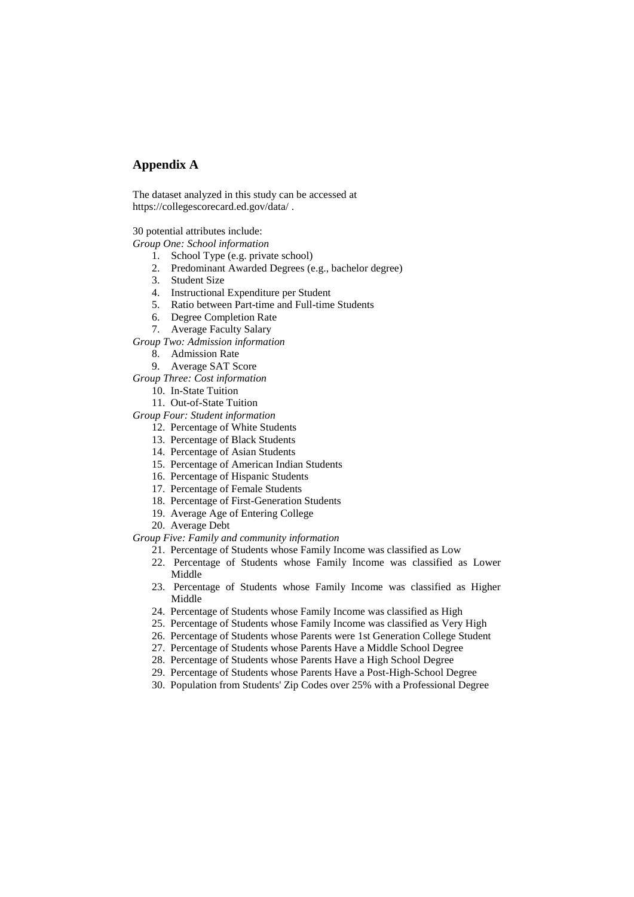## Appendix A

The dataset analyzed in this study can be accessed at https://collegescorecard.ed.gov/data/ .

30 potential attributes include:

*Group One: School information*

1. School Type (e.g. private school)
2. Predominant Awarded Degrees (e.g., bachelor degree)
3. Student Size
4. Instructional Expenditure per Student
5. Ratio between Part-time and Full-time Students
6. Degree Completion Rate
7. Average Faculty Salary

*Group Two: Admission information*

8. Admission Rate
9. Average SAT Score

*Group Three: Cost information*

10. In-State Tuition
11. Out-of-State Tuition

*Group Four: Student information*

12. Percentage of White Students
13. Percentage of Black Students
14. Percentage of Asian Students
15. Percentage of American Indian Students
16. Percentage of Hispanic Students
17. Percentage of Female Students
18. Percentage of First-Generation Students
19. Average Age of Entering College
20. Average Debt

*Group Five: Family and community information*

21. Percentage of Students whose Family Income was classified as Low
22. Percentage of Students whose Family Income was classified as Lower Middle
23. Percentage of Students whose Family Income was classified as Higher Middle
24. Percentage of Students whose Family Income was classified as High
25. Percentage of Students whose Family Income was classified as Very High
26. Percentage of Students whose Parents were 1st Generation College Student
27. Percentage of Students whose Parents Have a Middle School Degree
28. Percentage of Students whose Parents Have a High School Degree
29. Percentage of Students whose Parents Have a Post-High-School Degree
30. Population from Students' Zip Codes over 25% with a Professional Degree